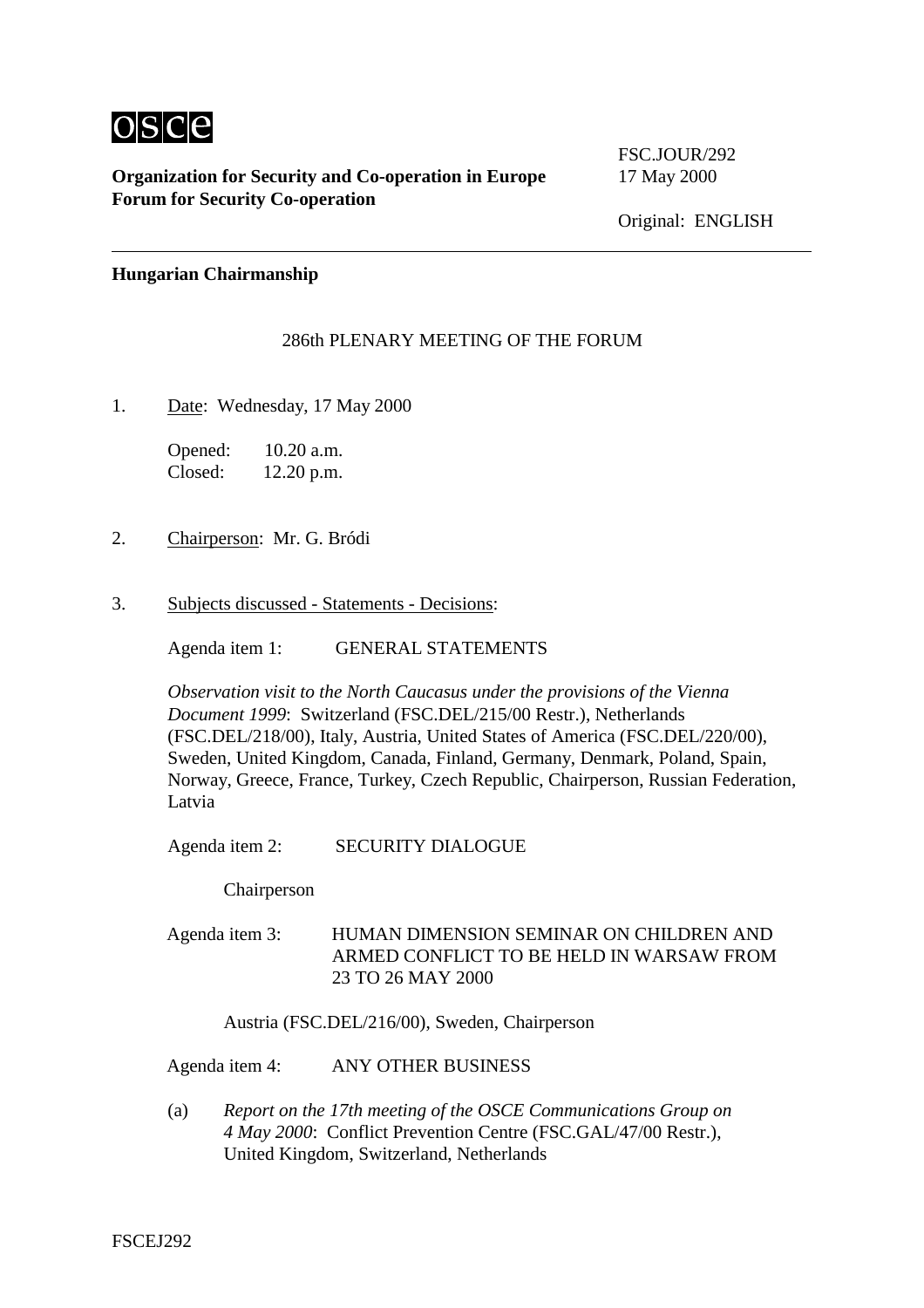osce

**Organization for Security and Co-operation in Europe**
**Forum for Security Co-operation**

FSC.JOUR/292
17 May 2000

Original: ENGLISH

---

**Hungarian Chairmanship**

286th PLENARY MEETING OF THE FORUM

1. Date: Wednesday, 17 May 2000

   Opened: 10.20 a.m.
   Closed: 12.20 p.m.

2. Chairperson: Mr. G. Bródi

3. Subjects discussed - Statements - Decisions:

   Agenda item 1: GENERAL STATEMENTS

   *Observation visit to the North Caucasus under the provisions of the Vienna Document 1999*: Switzerland (FSC.DEL/215/00 Restr.), Netherlands (FSC.DEL/218/00), Italy, Austria, United States of America (FSC.DEL/220/00), Sweden, United Kingdom, Canada, Finland, Germany, Denmark, Poland, Spain, Norway, Greece, France, Turkey, Czech Republic, Chairperson, Russian Federation, Latvia

   Agenda item 2: SECURITY DIALOGUE

   Chairperson

   Agenda item 3: HUMAN DIMENSION SEMINAR ON CHILDREN AND ARMED CONFLICT TO BE HELD IN WARSAW FROM 23 TO 26 MAY 2000

   Austria (FSC.DEL/216/00), Sweden, Chairperson

   Agenda item 4: ANY OTHER BUSINESS

   (a) *Report on the 17th meeting of the OSCE Communications Group on 4 May 2000*: Conflict Prevention Centre (FSC.GAL/47/00 Restr.), United Kingdom, Switzerland, Netherlands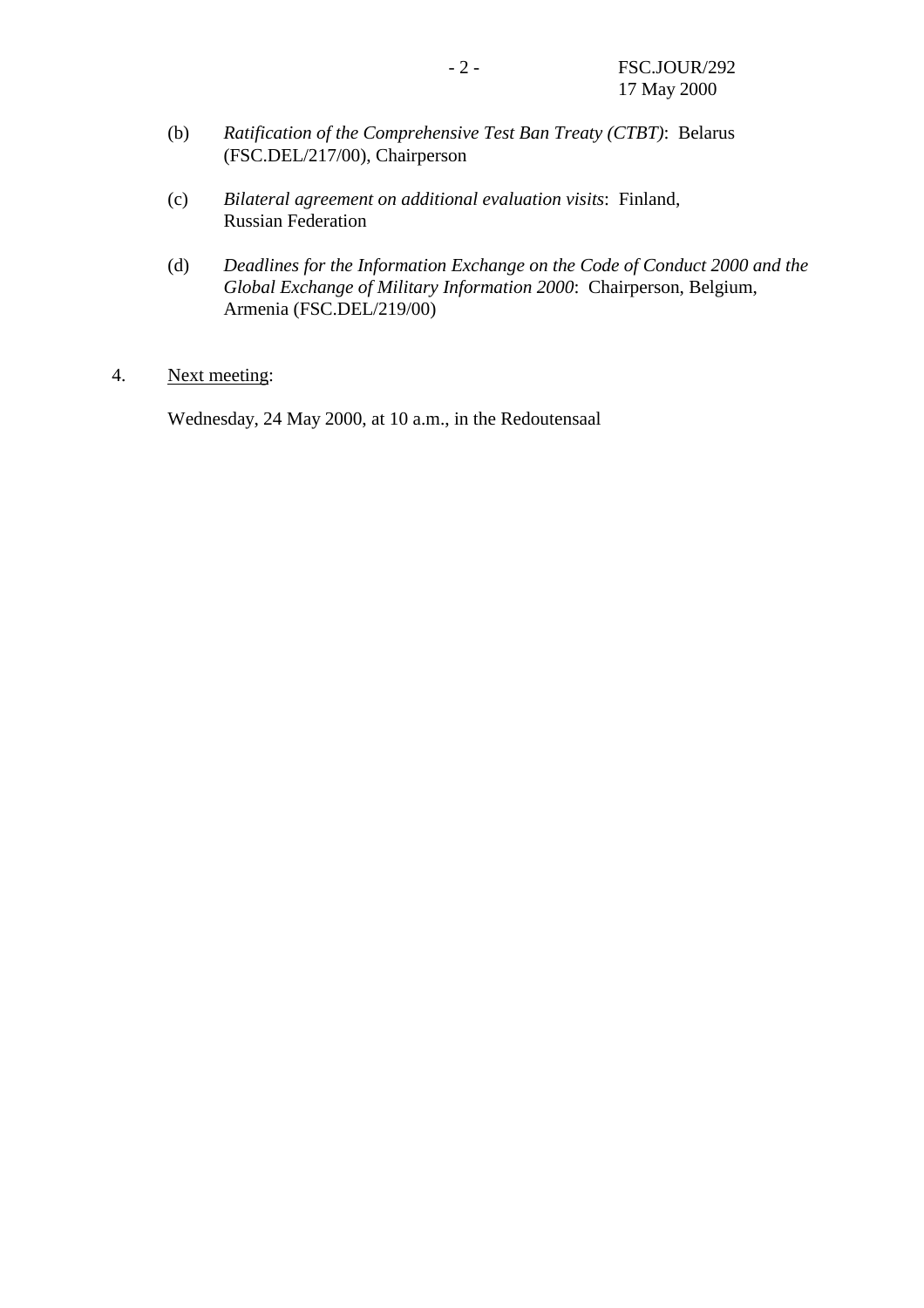(b) *Ratification of the Comprehensive Test Ban Treaty (CTBT)*: Belarus (FSC.DEL/217/00), Chairperson

(c) *Bilateral agreement on additional evaluation visits*: Finland, Russian Federation

(d) *Deadlines for the Information Exchange on the Code of Conduct 2000 and the Global Exchange of Military Information 2000*: Chairperson, Belgium, Armenia (FSC.DEL/219/00)

4. Next meeting:

Wednesday, 24 May 2000, at 10 a.m., in the Redoutensaal